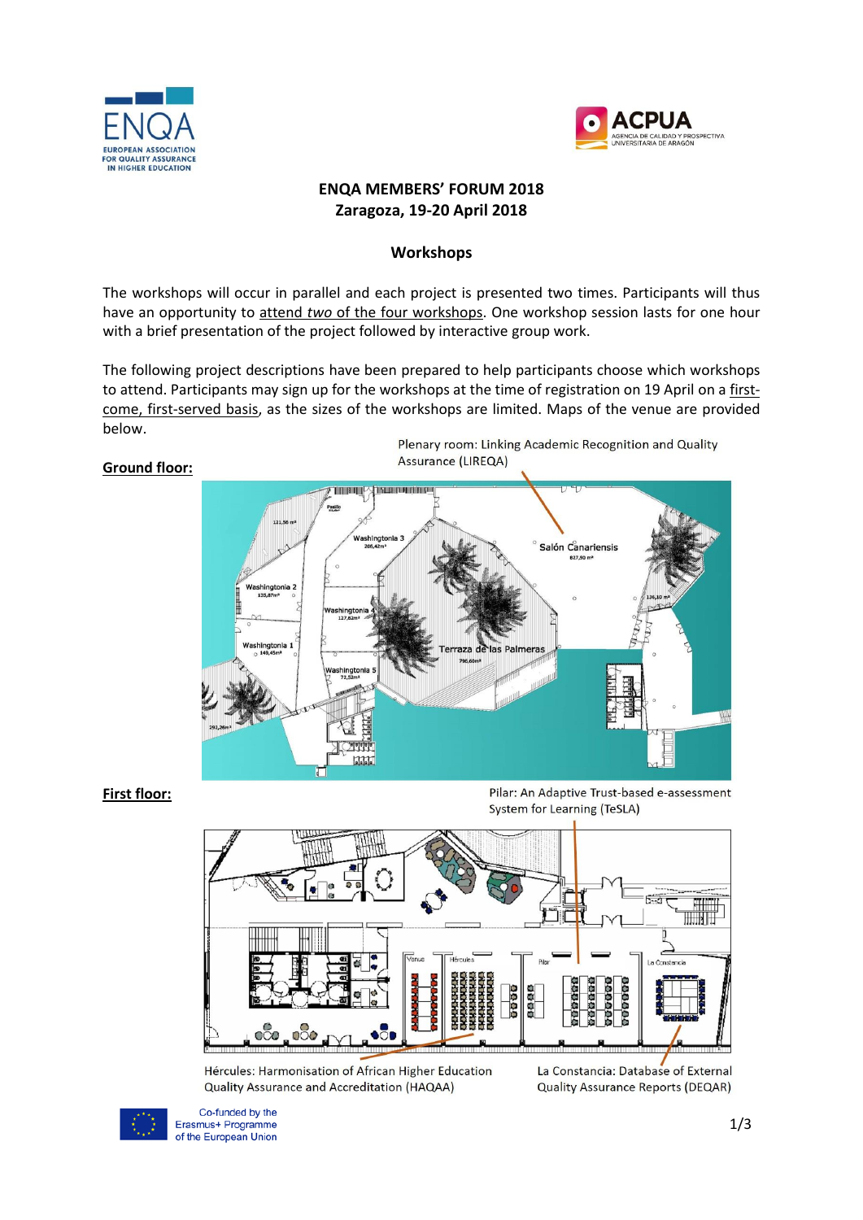ENQA EUROPEAN ASSOCIATION FOR QUALITY ASSURANCE IN HIGHER EDUCATION

ACPUA AGENCIA DE CALIDAD Y PROSPECTIVA UNIVERSITARIA DE ARAGÓN

# ENQA MEMBERS' FORUM 2018
## Zaragoza, 19-20 April 2018

### Workshops

The workshops will occur in parallel and each project is presented two times. Participants will thus have an opportunity to attend *two* of the four workshops. One workshop session lasts for one hour with a brief presentation of the project followed by interactive group work.

The following project descriptions have been prepared to help participants choose which workshops to attend. Participants may sign up for the workshops at the time of registration on 19 April on a first-come, first-served basis, as the sizes of the workshops are limited. Maps of the venue are provided below.

**Ground floor:**

Plenary room: Linking Academic Recognition and Quality Assurance (LIREQA)

**First floor:**

Pilar: An Adaptive Trust-based e-assessment System for Learning (TeSLA)

Hércules: Harmonisation of African Higher Education Quality Assurance and Accreditation (HAQAA)

La Constancia: Database of External Quality Assurance Reports (DEQAR)

Co-funded by the Erasmus+ Programme of the European Union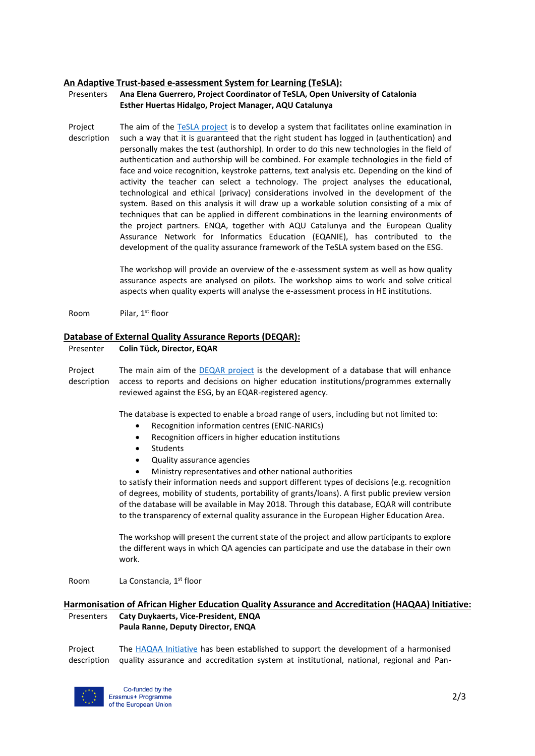## An Adaptive Trust-based e-assessment System for Learning (TeSLA):

Presenters **Ana Elena Guerrero, Project Coordinator of TeSLA, Open University of Catalonia**
**Esther Huertas Hidalgo, Project Manager, AQU Catalunya**

Project description: The aim of the TeSLA project is to develop a system that facilitates online examination in such a way that it is guaranteed that the right student has logged in (authentication) and personally makes the test (authorship). In order to do this new technologies in the field of authentication and authorship will be combined. For example technologies in the field of face and voice recognition, keystroke patterns, text analysis etc. Depending on the kind of activity the teacher can select a technology. The project analyses the educational, technological and ethical (privacy) considerations involved in the development of the system. Based on this analysis it will draw up a workable solution consisting of a mix of techniques that can be applied in different combinations in the learning environments of the project partners. ENQA, together with AQU Catalunya and the European Quality Assurance Network for Informatics Education (EQANIE), has contributed to the development of the quality assurance framework of the TeSLA system based on the ESG.

The workshop will provide an overview of the e-assessment system as well as how quality assurance aspects are analysed on pilots. The workshop aims to work and solve critical aspects when quality experts will analyse the e-assessment process in HE institutions.

Room: Pilar, 1st floor

## Database of External Quality Assurance Reports (DEQAR):

Presenter **Colin Tück, Director, EQAR**

Project description: The main aim of the DEQAR project is the development of a database that will enhance access to reports and decisions on higher education institutions/programmes externally reviewed against the ESG, by an EQAR-registered agency.

The database is expected to enable a broad range of users, including but not limited to:

- Recognition information centres (ENIC-NARICs)
- Recognition officers in higher education institutions
- Students
- Quality assurance agencies
- Ministry representatives and other national authorities

to satisfy their information needs and support different types of decisions (e.g. recognition of degrees, mobility of students, portability of grants/loans). A first public preview version of the database will be available in May 2018. Through this database, EQAR will contribute to the transparency of external quality assurance in the European Higher Education Area.

The workshop will present the current state of the project and allow participants to explore the different ways in which QA agencies can participate and use the database in their own work.

Room: La Constancia, 1st floor

## Harmonisation of African Higher Education Quality Assurance and Accreditation (HAQAA) Initiative:

Presenters **Caty Duykaerts, Vice-President, ENQA**
**Paula Ranne, Deputy Director, ENQA**

Project description: The HAQAA Initiative has been established to support the development of a harmonised quality assurance and accreditation system at institutional, national, regional and Pan-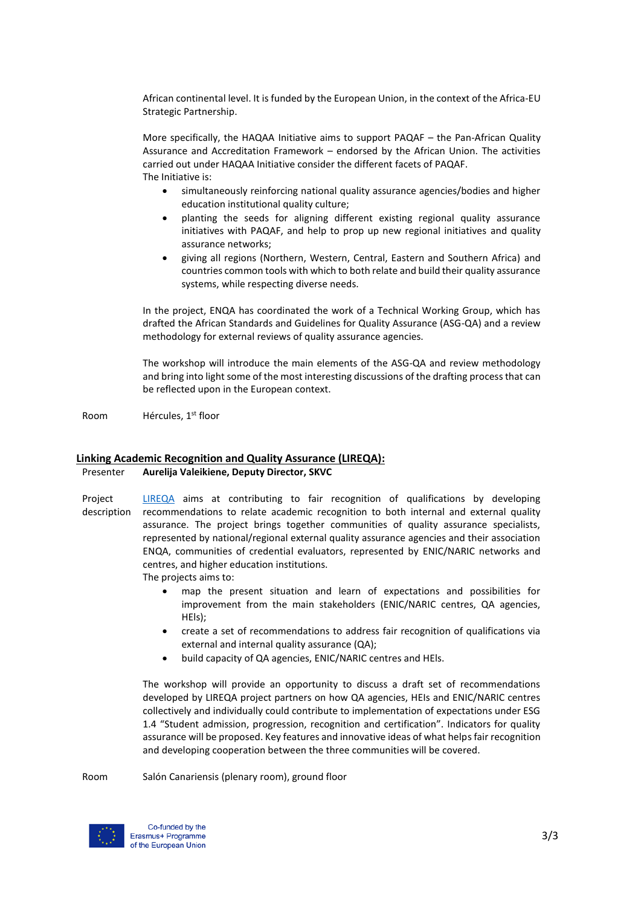African continental level. It is funded by the European Union, in the context of the Africa-EU Strategic Partnership.

More specifically, the HAQAA Initiative aims to support PAQAF – the Pan-African Quality Assurance and Accreditation Framework – endorsed by the African Union. The activities carried out under HAQAA Initiative consider the different facets of PAQAF.
The Initiative is:

- simultaneously reinforcing national quality assurance agencies/bodies and higher education institutional quality culture;
- planting the seeds for aligning different existing regional quality assurance initiatives with PAQAF, and help to prop up new regional initiatives and quality assurance networks;
- giving all regions (Northern, Western, Central, Eastern and Southern Africa) and countries common tools with which to both relate and build their quality assurance systems, while respecting diverse needs.

In the project, ENQA has coordinated the work of a Technical Working Group, which has drafted the African Standards and Guidelines for Quality Assurance (ASG-QA) and a review methodology for external reviews of quality assurance agencies.

The workshop will introduce the main elements of the ASG-QA and review methodology and bring into light some of the most interesting discussions of the drafting process that can be reflected upon in the European context.

Room Hércules, 1st floor

## Linking Academic Recognition and Quality Assurance (LIREQA):

Presenter **Aurelija Valeikiene, Deputy Director, SKVC**

Project description LIREQA aims at contributing to fair recognition of qualifications by developing recommendations to relate academic recognition to both internal and external quality assurance. The project brings together communities of quality assurance specialists, represented by national/regional external quality assurance agencies and their association ENQA, communities of credential evaluators, represented by ENIC/NARIC networks and centres, and higher education institutions.
The projects aims to:

- map the present situation and learn of expectations and possibilities for improvement from the main stakeholders (ENIC/NARIC centres, QA agencies, HEIs);
- create a set of recommendations to address fair recognition of qualifications via external and internal quality assurance (QA);
- build capacity of QA agencies, ENIC/NARIC centres and HEIs.

The workshop will provide an opportunity to discuss a draft set of recommendations developed by LIREQA project partners on how QA agencies, HEIs and ENIC/NARIC centres collectively and individually could contribute to implementation of expectations under ESG 1.4 "Student admission, progression, recognition and certification". Indicators for quality assurance will be proposed. Key features and innovative ideas of what helps fair recognition and developing cooperation between the three communities will be covered.

Room Salón Canariensis (plenary room), ground floor

Co-funded by the Erasmus+ Programme of the European Union